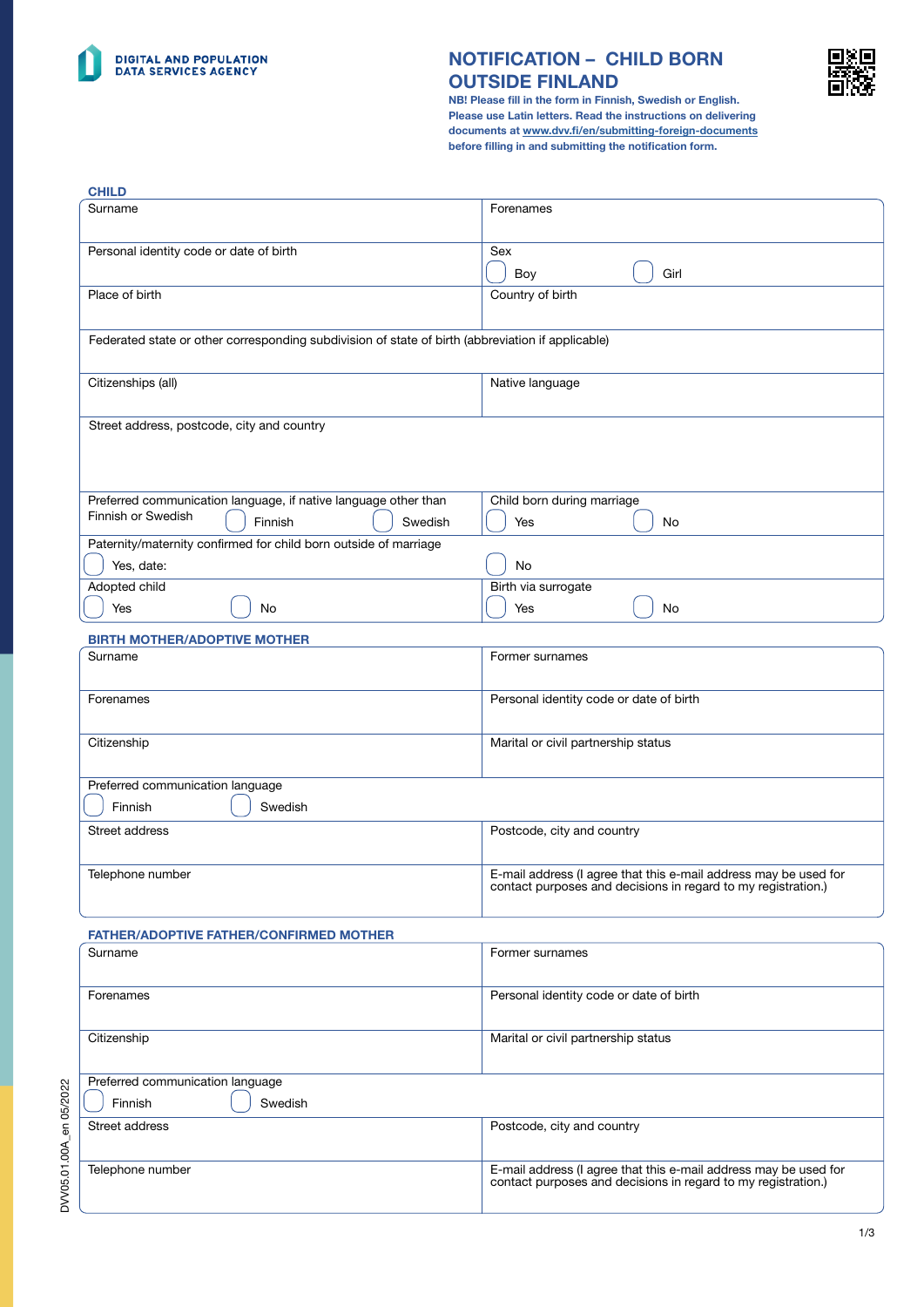**DIGITAL AND POPULATION DATA SERVICES AGENCY**

# NOTIFICATION – CHILD BORN OUTSIDE FINLAND

**NB! Please fill in the form in Finnish, Swedish or English. Please use Latin letters. Read the instructions on delivering documents at www.dvv.fi/en/submitting-foreign-documents before filling in and submitting the notification form.**

## CHILD

| | |
|---|---|
| Surname | Forenames |
| Personal identity code or date of birth | Sex<br>☐ Boy ☐ Girl |
| Place of birth | Country of birth |
| Federated state or other corresponding subdivision of state of birth (abbreviation if applicable) | |
| Citizenships (all) | Native language |
| Street address, postcode, city and country | |
| Preferred communication language, if native language other than Finnish or Swedish<br>☐ Finnish ☐ Swedish | Child born during marriage<br>☐ Yes ☐ No |
| Paternity/maternity confirmed for child born outside of marriage<br>☐ Yes, date: | ☐ No |
| Adopted child<br>☐ Yes ☐ No | Birth via surrogate<br>☐ Yes ☐ No |

## BIRTH MOTHER/ADOPTIVE MOTHER

| | |
|---|---|
| Surname | Former surnames |
| Forenames | Personal identity code or date of birth |
| Citizenship | Marital or civil partnership status |
| Preferred communication language<br>☐ Finnish ☐ Swedish | |
| Street address | Postcode, city and country |
| Telephone number | E-mail address (I agree that this e-mail address may be used for contact purposes and decisions in regard to my registration.) |

## FATHER/ADOPTIVE FATHER/CONFIRMED MOTHER

| | |
|---|---|
| Surname | Former surnames |
| Forenames | Personal identity code or date of birth |
| Citizenship | Marital or civil partnership status |
| Preferred communication language<br>☐ Finnish ☐ Swedish | |
| Street address | Postcode, city and country |
| Telephone number | E-mail address (I agree that this e-mail address may be used for contact purposes and decisions in regard to my registration.) |

DVV05.01.00A_en 05/2022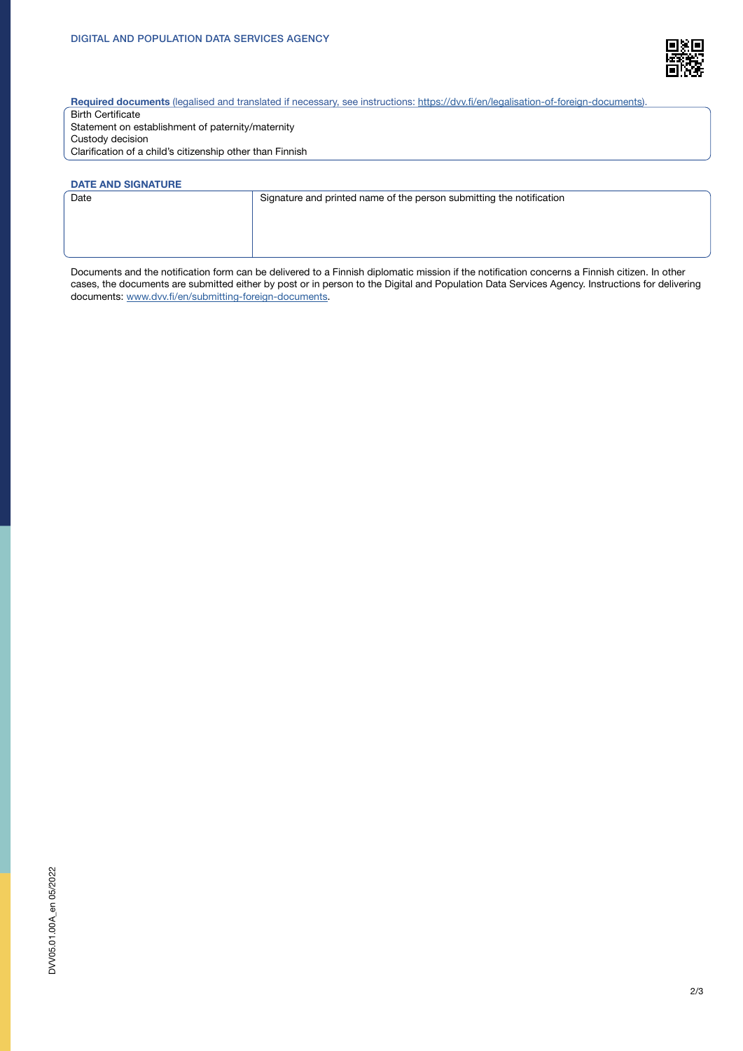**Required documents** (legalised and translated if necessary, see instructions: https://dvv.fi/en/legalisation-of-foreign-documents).

Birth Certificate
Statement on establishment of paternity/maternity
Custody decision
Clarification of a child's citizenship other than Finnish

## DATE AND SIGNATURE

| Date | Signature and printed name of the person submitting the notification |
|---|---|
| | |

Documents and the notification form can be delivered to a Finnish diplomatic mission if the notification concerns a Finnish citizen. In other cases, the documents are submitted either by post or in person to the Digital and Population Data Services Agency. Instructions for delivering documents: www.dvv.fi/en/submitting-foreign-documents.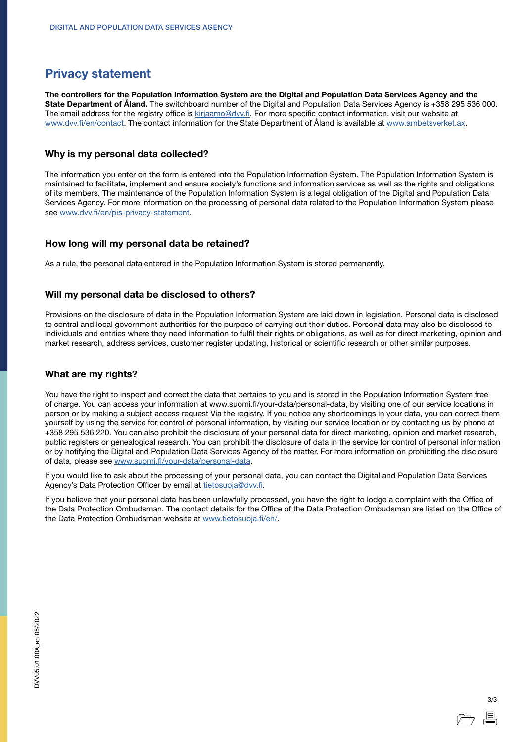# Privacy statement

**The controllers for the Population Information System are the Digital and Population Data Services Agency and the State Department of Åland.** The switchboard number of the Digital and Population Data Services Agency is +358 295 536 000. The email address for the registry office is kirjaamo@dvv.fi. For more specific contact information, visit our website at www.dvv.fi/en/contact. The contact information for the State Department of Åland is available at www.ambetsverket.ax.

## Why is my personal data collected?

The information you enter on the form is entered into the Population Information System. The Population Information System is maintained to facilitate, implement and ensure society's functions and information services as well as the rights and obligations of its members. The maintenance of the Population Information System is a legal obligation of the Digital and Population Data Services Agency. For more information on the processing of personal data related to the Population Information System please see www.dvv.fi/en/pis-privacy-statement.

## How long will my personal data be retained?

As a rule, the personal data entered in the Population Information System is stored permanently.

## Will my personal data be disclosed to others?

Provisions on the disclosure of data in the Population Information System are laid down in legislation. Personal data is disclosed to central and local government authorities for the purpose of carrying out their duties. Personal data may also be disclosed to individuals and entities where they need information to fulfil their rights or obligations, as well as for direct marketing, opinion and market research, address services, customer register updating, historical or scientific research or other similar purposes.

## What are my rights?

You have the right to inspect and correct the data that pertains to you and is stored in the Population Information System free of charge. You can access your information at www.suomi.fi/your-data/personal-data, by visiting one of our service locations in person or by making a subject access request Via the registry. If you notice any shortcomings in your data, you can correct them yourself by using the service for control of personal information, by visiting our service location or by contacting us by phone at +358 295 536 220. You can also prohibit the disclosure of your personal data for direct marketing, opinion and market research, public registers or genealogical research. You can prohibit the disclosure of data in the service for control of personal information or by notifying the Digital and Population Data Services Agency of the matter. For more information on prohibiting the disclosure of data, please see www.suomi.fi/your-data/personal-data.

If you would like to ask about the processing of your personal data, you can contact the Digital and Population Data Services Agency's Data Protection Officer by email at tietosuoja@dvv.fi.

If you believe that your personal data has been unlawfully processed, you have the right to lodge a complaint with the Office of the Data Protection Ombudsman. The contact details for the Office of the Data Protection Ombudsman are listed on the Office of the Data Protection Ombudsman website at www.tietosuoja.fi/en/.

DVV05.01.00A_en 05/2022